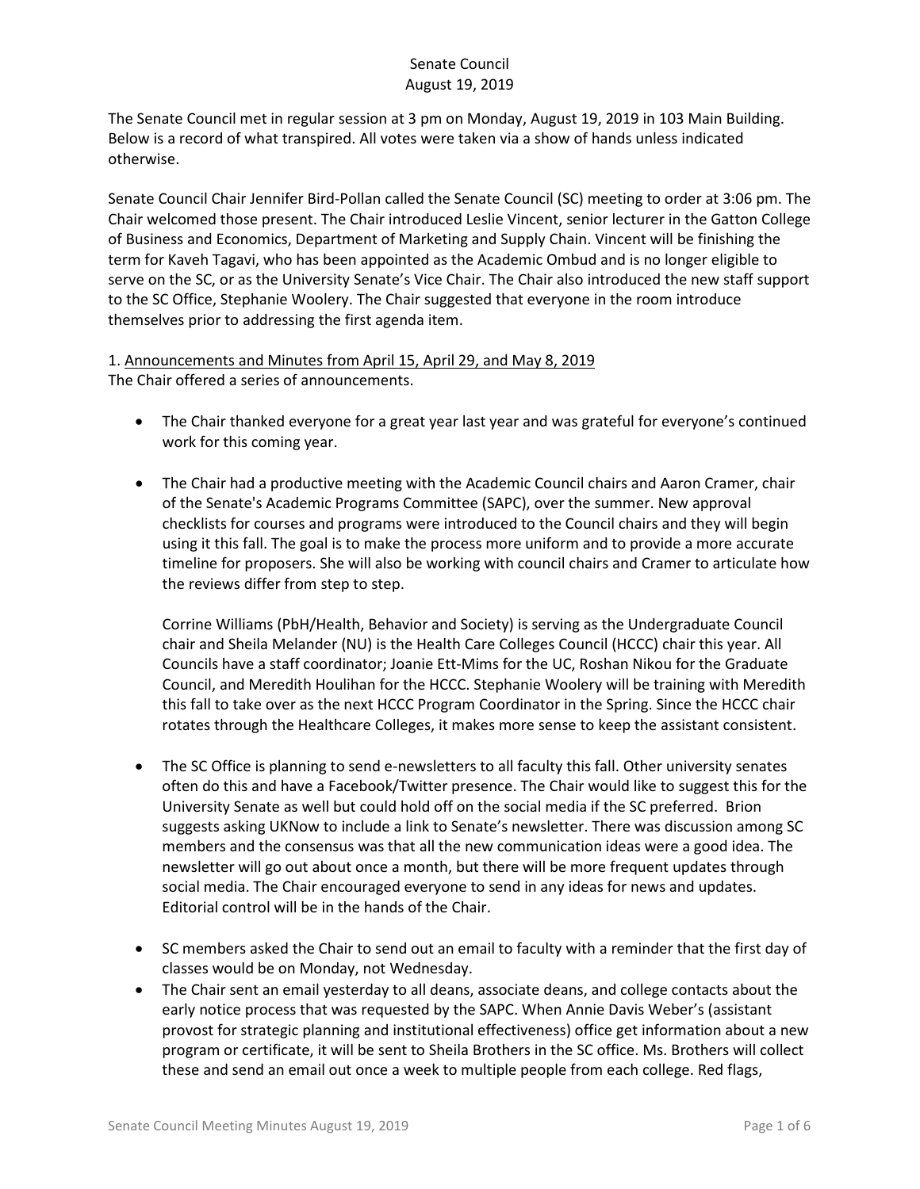# Senate Council
## August 19, 2019

The Senate Council met in regular session at 3 pm on Monday, August 19, 2019 in 103 Main Building. Below is a record of what transpired. All votes were taken via a show of hands unless indicated otherwise.

Senate Council Chair Jennifer Bird-Pollan called the Senate Council (SC) meeting to order at 3:06 pm. The Chair welcomed those present. The Chair introduced Leslie Vincent, senior lecturer in the Gatton College of Business and Economics, Department of Marketing and Supply Chain. Vincent will be finishing the term for Kaveh Tagavi, who has been appointed as the Academic Ombud and is no longer eligible to serve on the SC, or as the University Senate's Vice Chair. The Chair also introduced the new staff support to the SC Office, Stephanie Woolery. The Chair suggested that everyone in the room introduce themselves prior to addressing the first agenda item.

1. <u>Announcements and Minutes from April 15, April 29, and May 8, 2019</u>

The Chair offered a series of announcements.

- The Chair thanked everyone for a great year last year and was grateful for everyone's continued work for this coming year.

- The Chair had a productive meeting with the Academic Council chairs and Aaron Cramer, chair of the Senate's Academic Programs Committee (SAPC), over the summer. New approval checklists for courses and programs were introduced to the Council chairs and they will begin using it this fall. The goal is to make the process more uniform and to provide a more accurate timeline for proposers. She will also be working with council chairs and Cramer to articulate how the reviews differ from step to step.

  Corrine Williams (PbH/Health, Behavior and Society) is serving as the Undergraduate Council chair and Sheila Melander (NU) is the Health Care Colleges Council (HCCC) chair this year. All Councils have a staff coordinator; Joanie Ett-Mims for the UC, Roshan Nikou for the Graduate Council, and Meredith Houlihan for the HCCC. Stephanie Woolery will be training with Meredith this fall to take over as the next HCCC Program Coordinator in the Spring. Since the HCCC chair rotates through the Healthcare Colleges, it makes more sense to keep the assistant consistent.

- The SC Office is planning to send e-newsletters to all faculty this fall. Other university senates often do this and have a Facebook/Twitter presence. The Chair would like to suggest this for the University Senate as well but could hold off on the social media if the SC preferred. Brion suggests asking UKNow to include a link to Senate's newsletter. There was discussion among SC members and the consensus was that all the new communication ideas were a good idea. The newsletter will go out about once a month, but there will be more frequent updates through social media. The Chair encouraged everyone to send in any ideas for news and updates. Editorial control will be in the hands of the Chair.

- SC members asked the Chair to send out an email to faculty with a reminder that the first day of classes would be on Monday, not Wednesday.
- The Chair sent an email yesterday to all deans, associate deans, and college contacts about the early notice process that was requested by the SAPC. When Annie Davis Weber's (assistant provost for strategic planning and institutional effectiveness) office get information about a new program or certificate, it will be sent to Sheila Brothers in the SC office. Ms. Brothers will collect these and send an email out once a week to multiple people from each college. Red flags,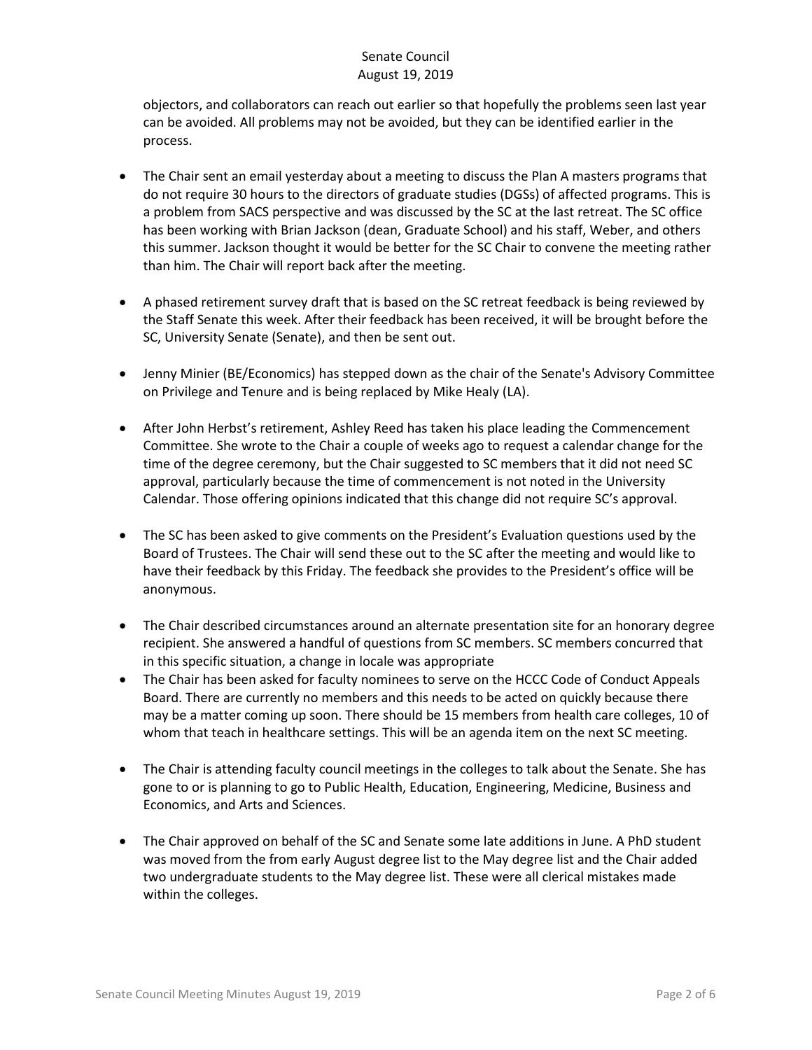objectors, and collaborators can reach out earlier so that hopefully the problems seen last year can be avoided. All problems may not be avoided, but they can be identified earlier in the process.

- The Chair sent an email yesterday about a meeting to discuss the Plan A masters programs that do not require 30 hours to the directors of graduate studies (DGSs) of affected programs. This is a problem from SACS perspective and was discussed by the SC at the last retreat. The SC office has been working with Brian Jackson (dean, Graduate School) and his staff, Weber, and others this summer. Jackson thought it would be better for the SC Chair to convene the meeting rather than him. The Chair will report back after the meeting.

- A phased retirement survey draft that is based on the SC retreat feedback is being reviewed by the Staff Senate this week. After their feedback has been received, it will be brought before the SC, University Senate (Senate), and then be sent out.

- Jenny Minier (BE/Economics) has stepped down as the chair of the Senate's Advisory Committee on Privilege and Tenure and is being replaced by Mike Healy (LA).

- After John Herbst's retirement, Ashley Reed has taken his place leading the Commencement Committee. She wrote to the Chair a couple of weeks ago to request a calendar change for the time of the degree ceremony, but the Chair suggested to SC members that it did not need SC approval, particularly because the time of commencement is not noted in the University Calendar. Those offering opinions indicated that this change did not require SC's approval.

- The SC has been asked to give comments on the President's Evaluation questions used by the Board of Trustees. The Chair will send these out to the SC after the meeting and would like to have their feedback by this Friday. The feedback she provides to the President's office will be anonymous.

- The Chair described circumstances around an alternate presentation site for an honorary degree recipient. She answered a handful of questions from SC members. SC members concurred that in this specific situation, a change in locale was appropriate
- The Chair has been asked for faculty nominees to serve on the HCCC Code of Conduct Appeals Board. There are currently no members and this needs to be acted on quickly because there may be a matter coming up soon. There should be 15 members from health care colleges, 10 of whom that teach in healthcare settings. This will be an agenda item on the next SC meeting.

- The Chair is attending faculty council meetings in the colleges to talk about the Senate. She has gone to or is planning to go to Public Health, Education, Engineering, Medicine, Business and Economics, and Arts and Sciences.

- The Chair approved on behalf of the SC and Senate some late additions in June. A PhD student was moved from the from early August degree list to the May degree list and the Chair added two undergraduate students to the May degree list. These were all clerical mistakes made within the colleges.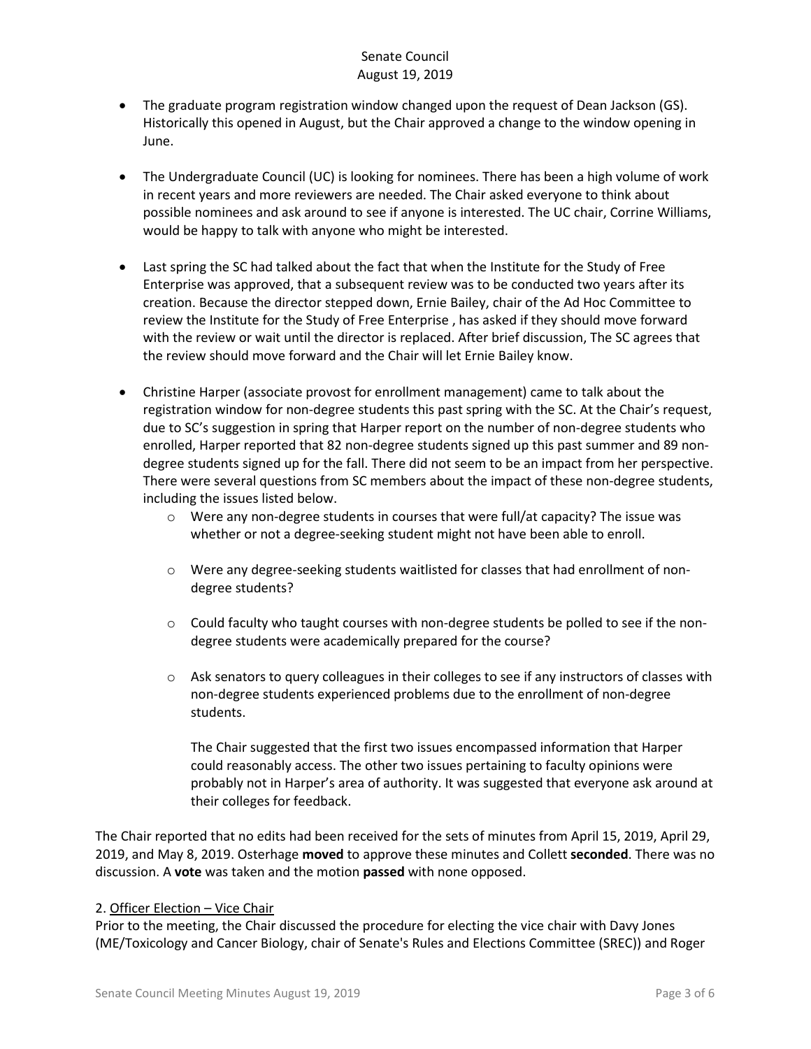- The graduate program registration window changed upon the request of Dean Jackson (GS). Historically this opened in August, but the Chair approved a change to the window opening in June.

- The Undergraduate Council (UC) is looking for nominees. There has been a high volume of work in recent years and more reviewers are needed. The Chair asked everyone to think about possible nominees and ask around to see if anyone is interested. The UC chair, Corrine Williams, would be happy to talk with anyone who might be interested.

- Last spring the SC had talked about the fact that when the Institute for the Study of Free Enterprise was approved, that a subsequent review was to be conducted two years after its creation. Because the director stepped down, Ernie Bailey, chair of the Ad Hoc Committee to review the Institute for the Study of Free Enterprise , has asked if they should move forward with the review or wait until the director is replaced. After brief discussion, The SC agrees that the review should move forward and the Chair will let Ernie Bailey know.

- Christine Harper (associate provost for enrollment management) came to talk about the registration window for non-degree students this past spring with the SC. At the Chair's request, due to SC's suggestion in spring that Harper report on the number of non-degree students who enrolled, Harper reported that 82 non-degree students signed up this past summer and 89 non-degree students signed up for the fall. There did not seem to be an impact from her perspective. There were several questions from SC members about the impact of these non-degree students, including the issues listed below.
  - Were any non-degree students in courses that were full/at capacity? The issue was whether or not a degree-seeking student might not have been able to enroll.
  - Were any degree-seeking students waitlisted for classes that had enrollment of non-degree students?
  - Could faculty who taught courses with non-degree students be polled to see if the non-degree students were academically prepared for the course?
  - Ask senators to query colleagues in their colleges to see if any instructors of classes with non-degree students experienced problems due to the enrollment of non-degree students.

  The Chair suggested that the first two issues encompassed information that Harper could reasonably access. The other two issues pertaining to faculty opinions were probably not in Harper's area of authority. It was suggested that everyone ask around at their colleges for feedback.

The Chair reported that no edits had been received for the sets of minutes from April 15, 2019, April 29, 2019, and May 8, 2019. Osterhage **moved** to approve these minutes and Collett **seconded**. There was no discussion. A **vote** was taken and the motion **passed** with none opposed.

2. <u>Officer Election – Vice Chair</u>

Prior to the meeting, the Chair discussed the procedure for electing the vice chair with Davy Jones (ME/Toxicology and Cancer Biology, chair of Senate's Rules and Elections Committee (SREC)) and Roger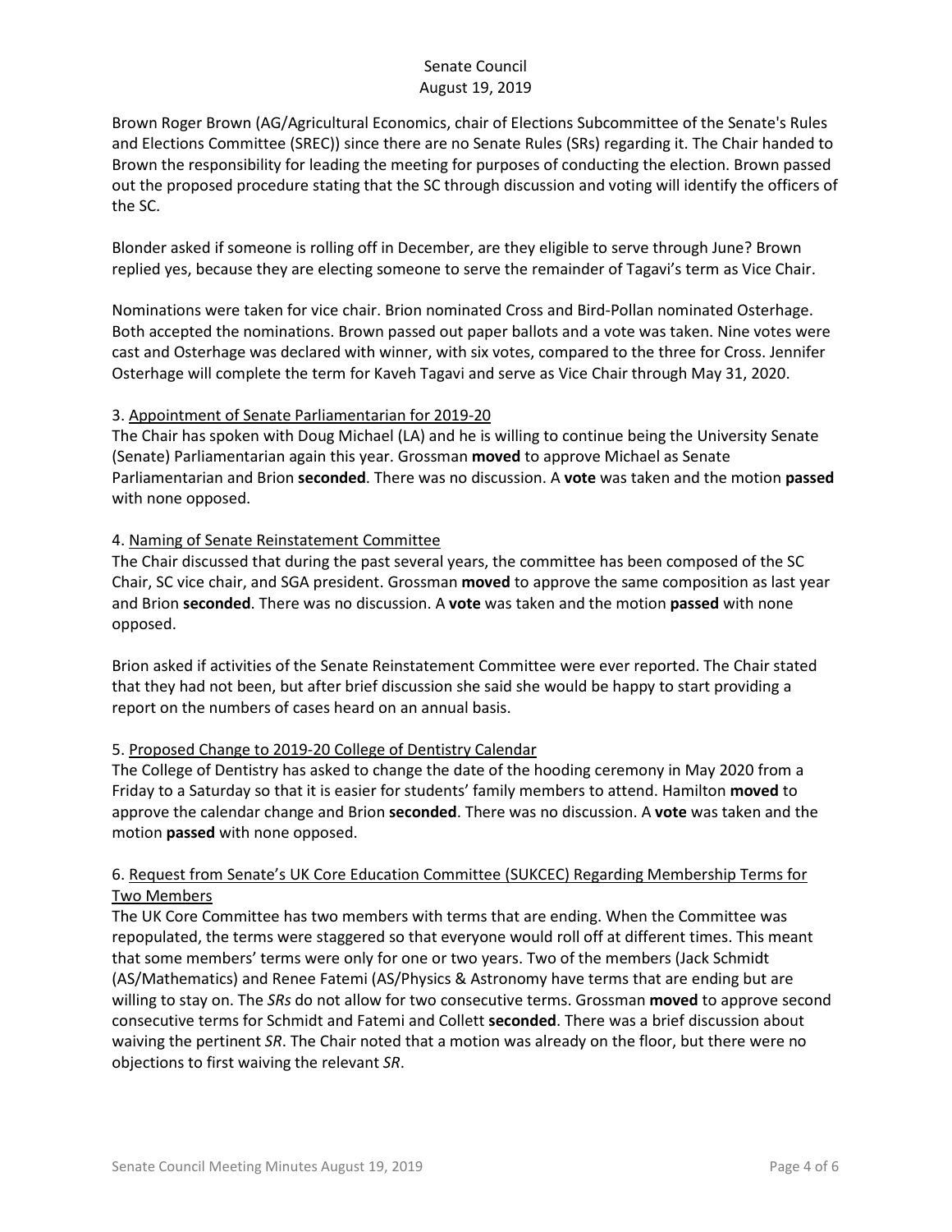Brown Roger Brown (AG/Agricultural Economics, chair of Elections Subcommittee of the Senate's Rules and Elections Committee (SREC)) since there are no Senate Rules (SRs) regarding it. The Chair handed to Brown the responsibility for leading the meeting for purposes of conducting the election. Brown passed out the proposed procedure stating that the SC through discussion and voting will identify the officers of the SC.

Blonder asked if someone is rolling off in December, are they eligible to serve through June? Brown replied yes, because they are electing someone to serve the remainder of Tagavi's term as Vice Chair.

Nominations were taken for vice chair. Brion nominated Cross and Bird-Pollan nominated Osterhage. Both accepted the nominations. Brown passed out paper ballots and a vote was taken. Nine votes were cast and Osterhage was declared with winner, with six votes, compared to the three for Cross. Jennifer Osterhage will complete the term for Kaveh Tagavi and serve as Vice Chair through May 31, 2020.

3. <u>Appointment of Senate Parliamentarian for 2019-20</u>

The Chair has spoken with Doug Michael (LA) and he is willing to continue being the University Senate (Senate) Parliamentarian again this year. Grossman **moved** to approve Michael as Senate Parliamentarian and Brion **seconded**. There was no discussion. A **vote** was taken and the motion **passed** with none opposed.

4. <u>Naming of Senate Reinstatement Committee</u>

The Chair discussed that during the past several years, the committee has been composed of the SC Chair, SC vice chair, and SGA president. Grossman **moved** to approve the same composition as last year and Brion **seconded**. There was no discussion. A **vote** was taken and the motion **passed** with none opposed.

Brion asked if activities of the Senate Reinstatement Committee were ever reported. The Chair stated that they had not been, but after brief discussion she said she would be happy to start providing a report on the numbers of cases heard on an annual basis.

5. <u>Proposed Change to 2019-20 College of Dentistry Calendar</u>

The College of Dentistry has asked to change the date of the hooding ceremony in May 2020 from a Friday to a Saturday so that it is easier for students' family members to attend. Hamilton **moved** to approve the calendar change and Brion **seconded**. There was no discussion. A **vote** was taken and the motion **passed** with none opposed.

6. <u>Request from Senate's UK Core Education Committee (SUKCEC) Regarding Membership Terms for Two Members</u>

The UK Core Committee has two members with terms that are ending. When the Committee was repopulated, the terms were staggered so that everyone would roll off at different times. This meant that some members' terms were only for one or two years. Two of the members (Jack Schmidt (AS/Mathematics) and Renee Fatemi (AS/Physics & Astronomy have terms that are ending but are willing to stay on. The *SRs* do not allow for two consecutive terms. Grossman **moved** to approve second consecutive terms for Schmidt and Fatemi and Collett **seconded**. There was a brief discussion about waiving the pertinent *SR*. The Chair noted that a motion was already on the floor, but there were no objections to first waiving the relevant *SR*.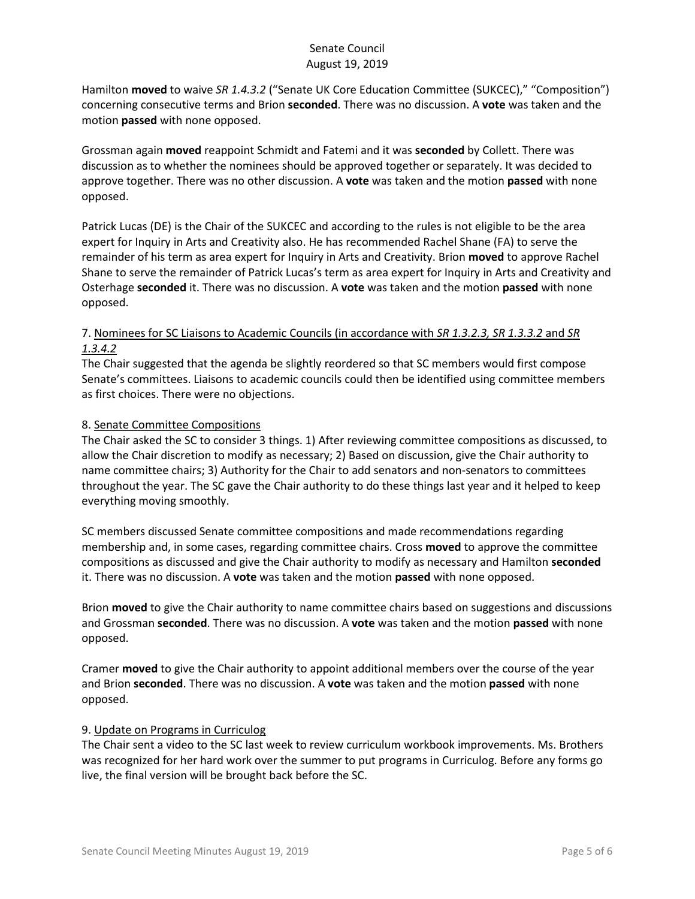Hamilton **moved** to waive *SR 1.4.3.2* ("Senate UK Core Education Committee (SUKCEC)," "Composition") concerning consecutive terms and Brion **seconded**. There was no discussion. A **vote** was taken and the motion **passed** with none opposed.

Grossman again **moved** reappoint Schmidt and Fatemi and it was **seconded** by Collett. There was discussion as to whether the nominees should be approved together or separately. It was decided to approve together. There was no other discussion. A **vote** was taken and the motion **passed** with none opposed.

Patrick Lucas (DE) is the Chair of the SUKCEC and according to the rules is not eligible to be the area expert for Inquiry in Arts and Creativity also. He has recommended Rachel Shane (FA) to serve the remainder of his term as area expert for Inquiry in Arts and Creativity. Brion **moved** to approve Rachel Shane to serve the remainder of Patrick Lucas's term as area expert for Inquiry in Arts and Creativity and Osterhage **seconded** it. There was no discussion. A **vote** was taken and the motion **passed** with none opposed.

7. Nominees for SC Liaisons to Academic Councils (in accordance with *SR 1.3.2.3, SR 1.3.3.2* and *SR 1.3.4.2*

The Chair suggested that the agenda be slightly reordered so that SC members would first compose Senate's committees. Liaisons to academic councils could then be identified using committee members as first choices. There were no objections.

8. Senate Committee Compositions

The Chair asked the SC to consider 3 things. 1) After reviewing committee compositions as discussed, to allow the Chair discretion to modify as necessary; 2) Based on discussion, give the Chair authority to name committee chairs; 3) Authority for the Chair to add senators and non-senators to committees throughout the year. The SC gave the Chair authority to do these things last year and it helped to keep everything moving smoothly.

SC members discussed Senate committee compositions and made recommendations regarding membership and, in some cases, regarding committee chairs. Cross **moved** to approve the committee compositions as discussed and give the Chair authority to modify as necessary and Hamilton **seconded** it. There was no discussion. A **vote** was taken and the motion **passed** with none opposed.

Brion **moved** to give the Chair authority to name committee chairs based on suggestions and discussions and Grossman **seconded**. There was no discussion. A **vote** was taken and the motion **passed** with none opposed.

Cramer **moved** to give the Chair authority to appoint additional members over the course of the year and Brion **seconded**. There was no discussion. A **vote** was taken and the motion **passed** with none opposed.

9. Update on Programs in Curriculog

The Chair sent a video to the SC last week to review curriculum workbook improvements. Ms. Brothers was recognized for her hard work over the summer to put programs in Curriculog. Before any forms go live, the final version will be brought back before the SC.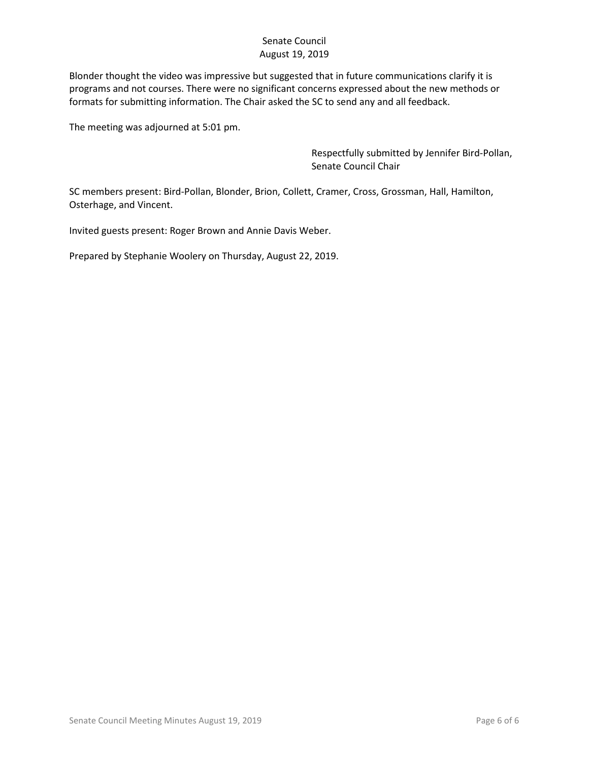Blonder thought the video was impressive but suggested that in future communications clarify it is programs and not courses. There were no significant concerns expressed about the new methods or formats for submitting information. The Chair asked the SC to send any and all feedback.

The meeting was adjourned at 5:01 pm.

Respectfully submitted by Jennifer Bird-Pollan,
Senate Council Chair

SC members present: Bird-Pollan, Blonder, Brion, Collett, Cramer, Cross, Grossman, Hall, Hamilton, Osterhage, and Vincent.

Invited guests present: Roger Brown and Annie Davis Weber.

Prepared by Stephanie Woolery on Thursday, August 22, 2019.